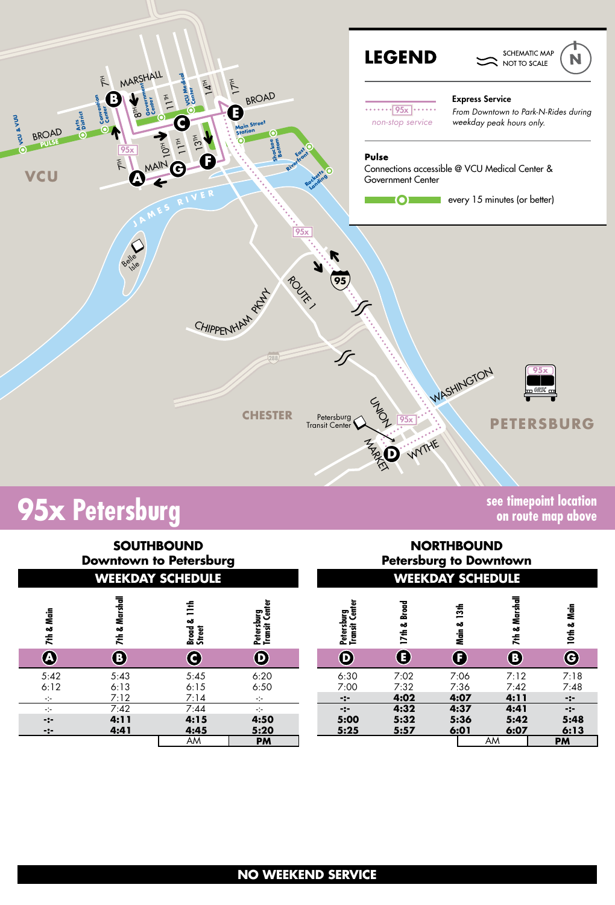## LEGEND

SCHEMATIC MAP NOT TO SCALE

**Express Service**
*From Downtown to Park-N-Rides during weekday peak hours only.*

95x non-stop service

**Pulse**
Connections accessible @ VCU Medical Center & Government Center

every 15 minutes (or better)

# 95x Petersburg

**see timepoint location on route map above**

### SOUTHBOUND
### Downtown to Petersburg
### WEEKDAY SCHEDULE

| 7th & Main (A) | 7th & Marshall (B) | Broad & 11th Street (C) | Petersburg Transit Center (D) |
|---|---|---|---|
| 5:42 | 5:43 | 5:45 | 6:20 |
| 6:12 | 6:13 | 6:15 | 6:50 |
| -:- | 7:12 | 7:14 | -:- |
| -:- | 7:42 | 7:44 | -:- |
| **-:-** | **4:11** | **4:15** | **4:50** |
| **-:-** | **4:41** | **4:45** | **5:20** |

AM **PM**

### NORTHBOUND
### Petersburg to Downtown
### WEEKDAY SCHEDULE

| Petersburg Transit Center (D) | 17th & Broad (E) | Main & 13th (F) | 7th & Marshall (B) | 10th & Main (G) |
|---|---|---|---|---|
| 6:30 | 7:02 | 7:06 | 7:12 | 7:18 |
| 7:00 | 7:32 | 7:36 | 7:42 | 7:48 |
| **-:-** | **4:02** | **4:07** | **4:11** | **-:-** |
| **-:-** | **4:32** | **4:37** | **4:41** | **-:-** |
| **5:00** | **5:32** | **5:36** | **5:42** | **5:48** |
| **5:25** | **5:57** | **6:01** | **6:07** | **6:13** |

AM **PM**

**NO WEEKEND SERVICE**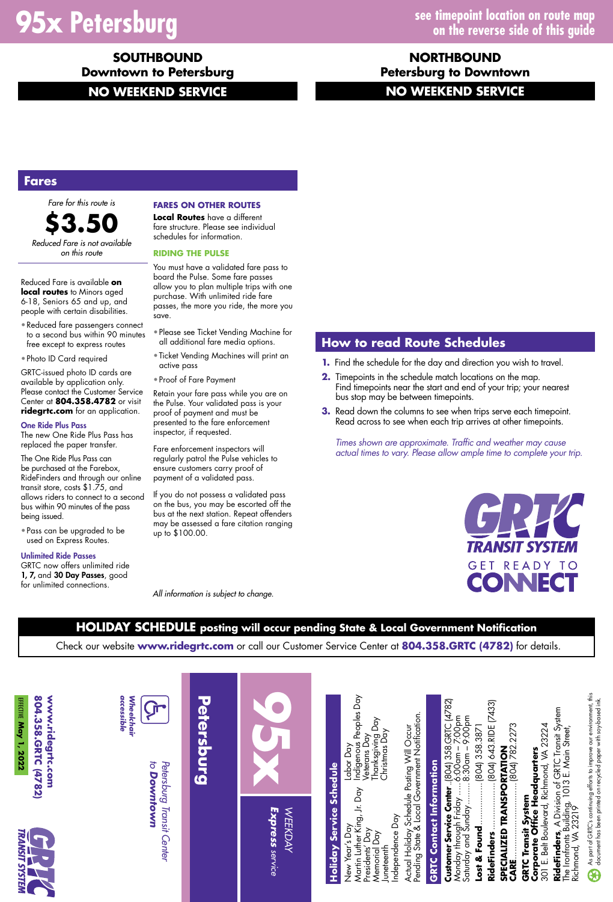# 95x Petersburg

see timepoint location on route map on the reverse side of this guide

## SOUTHBOUND
### Downtown to Petersburg
**NO WEEKEND SERVICE**

## NORTHBOUND
### Petersburg to Downtown
**NO WEEKEND SERVICE**

## Fares

*Fare for this route is*

**$3.50**

*Reduced Fare is not available on this route*

Reduced Fare is available **on local routes** to Minors aged 6-18, Seniors 65 and up, and people with certain disabilities.

- Reduced fare passengers connect to a second bus within 90 minutes free except to express routes
- Photo ID Card required

GRTC-issued photo ID cards are available by application only. Please contact the Customer Service Center at **804.358.4782** or visit **ridegrtc.com** for an application.

**One Ride Plus Pass**

The new One Ride Plus Pass has replaced the paper transfer.

The One Ride Plus Pass can be purchased at the Farebox, RideFinders and through our online transit store, costs $1.75, and allows riders to connect to a second bus within 90 minutes of the pass being issued.

- Pass can be upgraded to be used on Express Routes.

**Unlimited Ride Passes**

GRTC now offers unlimited ride **1, 7,** and **30 Day Passes**, good for unlimited connections.

**FARES ON OTHER ROUTES**

**Local Routes** have a different fare structure. Please see individual schedules for information.

**RIDING THE PULSE**

You must have a validated fare pass to board the Pulse. Some fare passes allow you to plan multiple trips with one purchase. With unlimited ride fare passes, the more you ride, the more you save.

- Please see Ticket Vending Machine for all additional fare media options.
- Ticket Vending Machines will print an active pass
- Proof of Fare Payment

Retain your fare pass while you are on the Pulse. Your validated pass is your proof of payment and must be presented to the fare enforcement inspector, if requested.

Fare enforcement inspectors will regularly patrol the Pulse vehicles to ensure customers carry proof of payment of a validated pass.

If you do not possess a validated pass on the bus, you may be escorted off the bus at the next station. Repeat offenders may be assessed a fare citation ranging up to $100.00.

*All information is subject to change.*

## How to read Route Schedules

1. Find the schedule for the day and direction you wish to travel.
2. Timepoints in the schedule match locations on the map. Find timepoints near the start and end of your trip; your nearest bus stop may be between timepoints.
3. Read down the columns to see when trips serve each timepoint. Read across to see when each trip arrives at other timepoints.

*Times shown are approximate. Traffic and weather may cause actual times to vary. Please allow ample time to complete your trip.*

GRTC TRANSIT SYSTEM
GET READY TO CONNECT

**HOLIDAY SCHEDULE posting will occur pending State & Local Government Notification**

Check our website **www.ridegrtc.com** or call our Customer Service Center at **804.358.GRTC (4782)** for details.

**www.ridegrtc.com**
**804.358.GRTC (4782)**
EFFECTIVE **May 1, 2022**

GRTC TRANSIT SYSTEM

*Wheelchair accessible*

*Petersburg Transit Center to* ***Downtown***

# Petersburg

# 95x

*WEEKDAY* ***Express*** *service*

## Holiday Service Schedule

| | |
|---|---|
| New Year's Day | Labor Day |
| Martin Luther King, Jr. Day | Indigenous Peoples Day |
| Presidents' Day | Veterans Day |
| Memorial Day | Thanksgiving Day |
| Juneteenth | Christmas Day |
| Independence Day | |

Actual Holiday Schedule Posting Will Occur Pending State & Local Government Notification.

## GRTC Contact Information

**Customer Service Center** .(804) 358.GRTC (4782)
Monday through Friday ......6:00am – 7:00pm
Saturday and Sunday .........8:30am – 9:00pm

**Lost & Found** ..................(804) 358.3871

**RideFinders** ....................(804) 643.RIDE (7433)

**SPECIALIZED TRANSPORTATION CARE** ..........................(804) 782.2273

**GRTC Transit System Corporate Office Headquarters**
301 E. Belt Boulevard, Richmond, VA 23224

**RideFinders**, A Division of GRTC Transit System
The Ironfronts Building, 1013 E. Main Street, Richmond, VA 23219

As part of GRTC's continuing efforts to improve our environment, this document has been printed on recycled paper with soy-based ink.